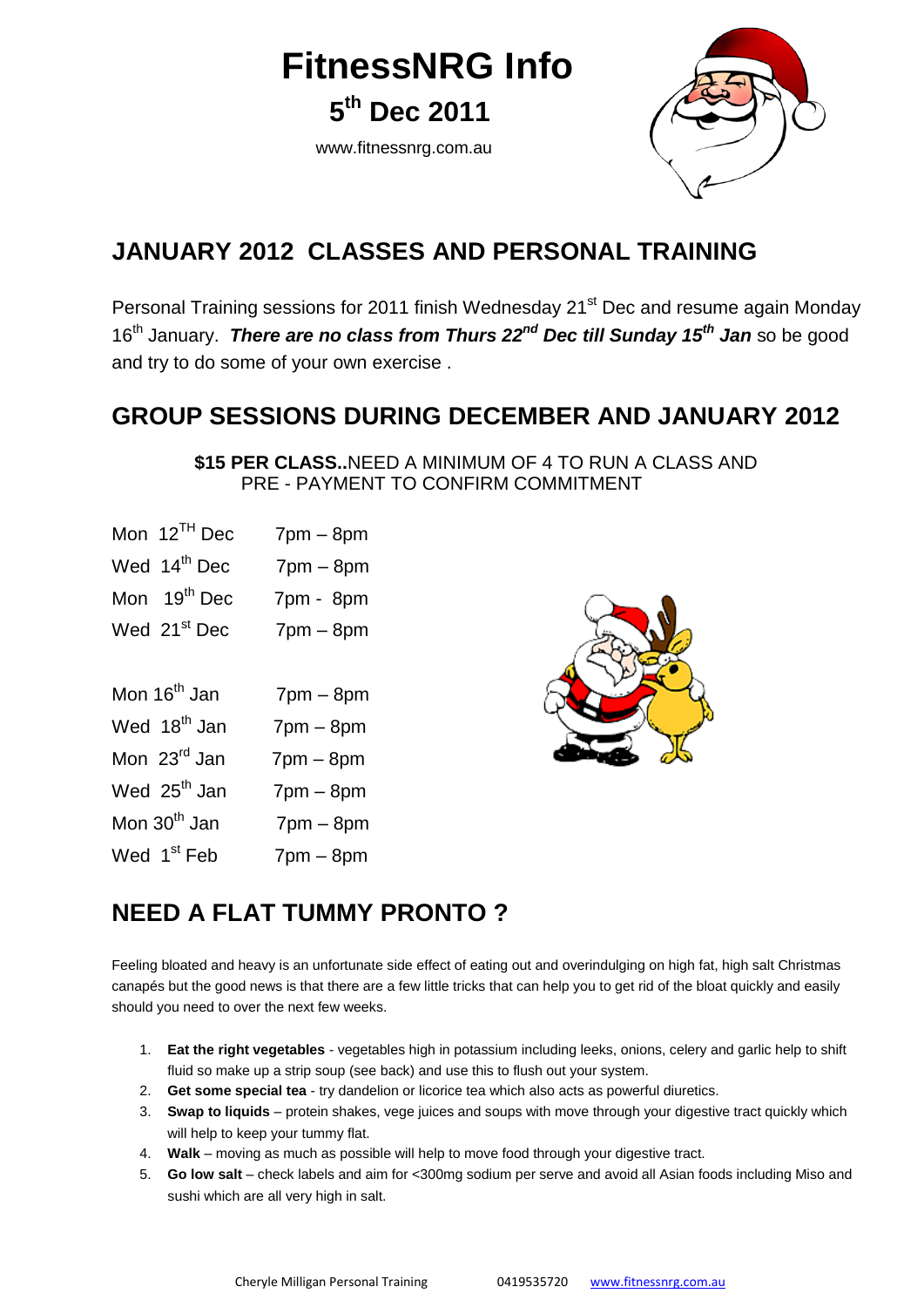# FitnessNRG Info

## 5th Dec 2011

www.fitnessnrg.com.au

## JANUARY 2012 CLASSES AND PERSONAL TRAINING

Personal Training sessions for 2011 finish Wednesday 21st Dec and resume again Monday 16th January. ***There are no class from Thurs 22nd Dec till Sunday 15th Jan*** so be good and try to do some of your own exercise .

## GROUP SESSIONS DURING DECEMBER AND JANUARY 2012

**$15 PER CLASS..**NEED A MINIMUM OF 4 TO RUN A CLASS AND PRE - PAYMENT TO CONFIRM COMMITMENT

| | |
|---|---|
| Mon 12TH Dec | 7pm – 8pm |
| Wed 14th Dec | 7pm – 8pm |
| Mon 19th Dec | 7pm - 8pm |
| Wed 21st Dec | 7pm – 8pm |
| Mon 16th Jan | 7pm – 8pm |
| Wed 18th Jan | 7pm – 8pm |
| Mon 23rd Jan | 7pm – 8pm |
| Wed 25th Jan | 7pm – 8pm |
| Mon 30th Jan | 7pm – 8pm |
| Wed 1st Feb | 7pm – 8pm |

## NEED A FLAT TUMMY PRONTO ?

Feeling bloated and heavy is an unfortunate side effect of eating out and overindulging on high fat, high salt Christmas canapés but the good news is that there are a few little tricks that can help you to get rid of the bloat quickly and easily should you need to over the next few weeks.

1. **Eat the right vegetables** - vegetables high in potassium including leeks, onions, celery and garlic help to shift fluid so make up a strip soup (see back) and use this to flush out your system.
2. **Get some special tea** - try dandelion or licorice tea which also acts as powerful diuretics.
3. **Swap to liquids** – protein shakes, vege juices and soups with move through your digestive tract quickly which will help to keep your tummy flat.
4. **Walk** – moving as much as possible will help to move food through your digestive tract.
5. **Go low salt** – check labels and aim for <300mg sodium per serve and avoid all Asian foods including Miso and sushi which are all very high in salt.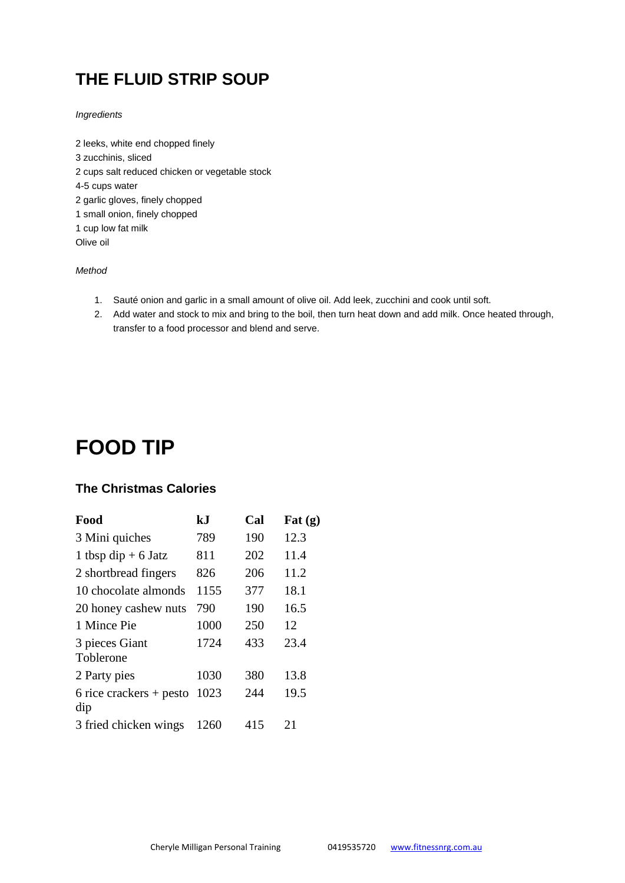## THE FLUID STRIP SOUP

*Ingredients*

2 leeks, white end chopped finely
3 zucchinis, sliced
2 cups salt reduced chicken or vegetable stock
4-5 cups water
2 garlic gloves, finely chopped
1 small onion, finely chopped
1 cup low fat milk
Olive oil

*Method*

1. Sauté onion and garlic in a small amount of olive oil. Add leek, zucchini and cook until soft.
2. Add water and stock to mix and bring to the boil, then turn heat down and add milk. Once heated through, transfer to a food processor and blend and serve.

# FOOD TIP

### The Christmas Calories

| Food | kJ | Cal | Fat (g) |
|---|---|---|---|
| 3 Mini quiches | 789 | 190 | 12.3 |
| 1 tbsp dip + 6 Jatz | 811 | 202 | 11.4 |
| 2 shortbread fingers | 826 | 206 | 11.2 |
| 10 chocolate almonds | 1155 | 377 | 18.1 |
| 20 honey cashew nuts | 790 | 190 | 16.5 |
| 1 Mince Pie | 1000 | 250 | 12 |
| 3 pieces Giant Toblerone | 1724 | 433 | 23.4 |
| 2 Party pies | 1030 | 380 | 13.8 |
| 6 rice crackers + pesto dip | 1023 | 244 | 19.5 |
| 3 fried chicken wings | 1260 | 415 | 21 |